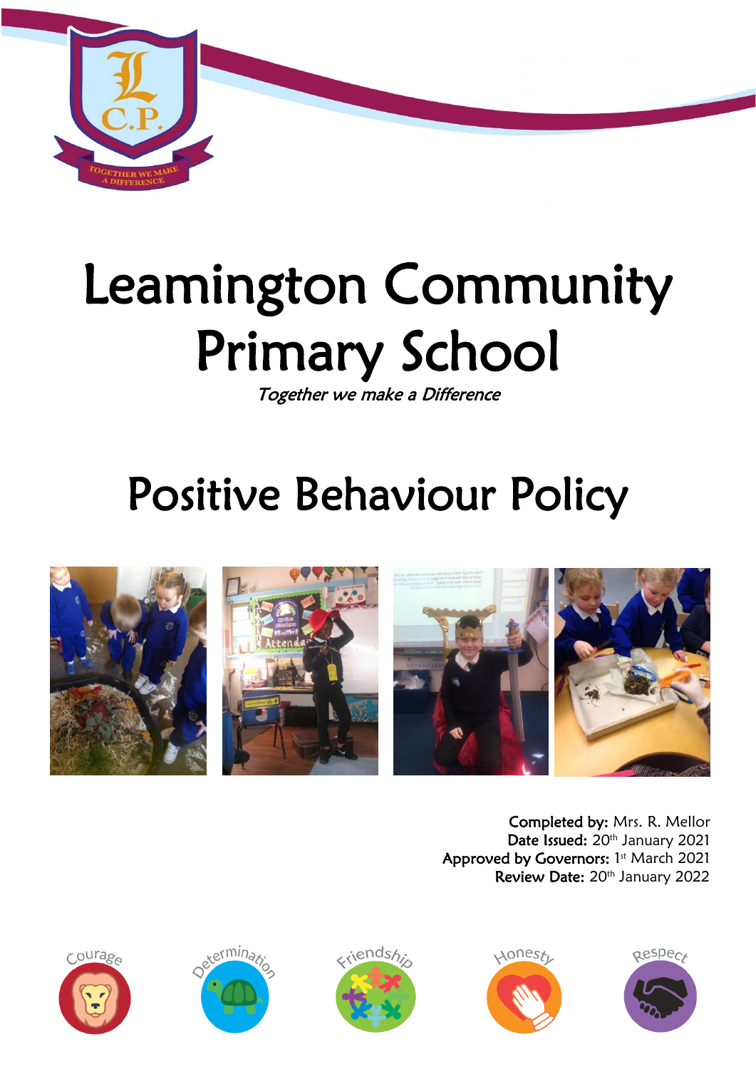# Leamington Community Primary School

*Together we make a Difference*

# Positive Behaviour Policy

**Completed by:** Mrs. R. Mellor
**Date Issued:** 20th January 2021
**Approved by Governors:** 1st March 2021
**Review Date:** 20th January 2022

Courage Determination Friendship Honesty Respect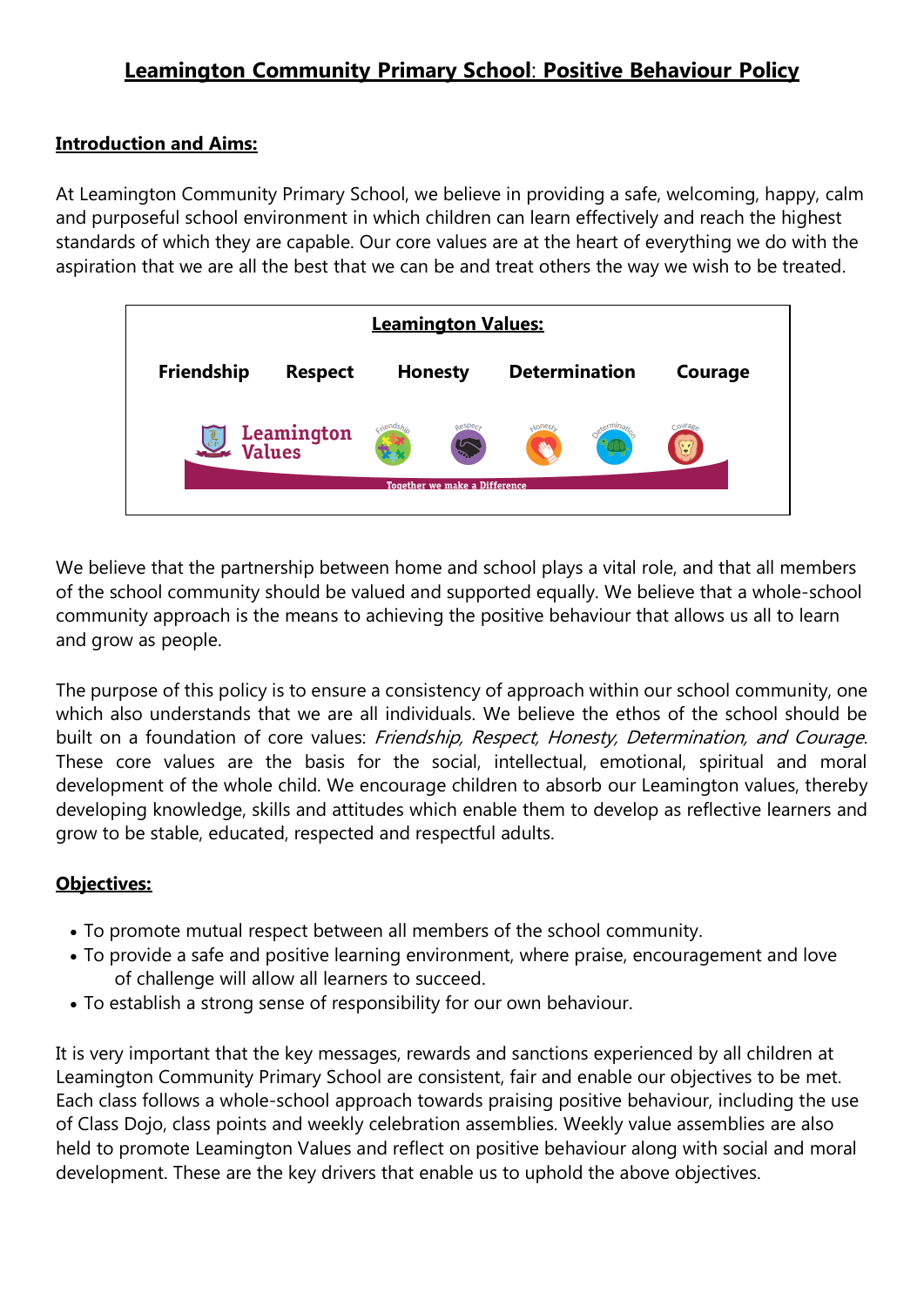# Leamington Community Primary School: Positive Behaviour Policy

## Introduction and Aims:

At Leamington Community Primary School, we believe in providing a safe, welcoming, happy, calm and purposeful school environment in which children can learn effectively and reach the highest standards of which they are capable. Our core values are at the heart of everything we do with the aspiration that we are all the best that we can be and treat others the way we wish to be treated.

**Leamington Values:**

**Friendship** **Respect** **Honesty** **Determination** **Courage**

Leamington Values — Friendship, Respect, Honesty, Determination, Courage

Together we make a Difference

We believe that the partnership between home and school plays a vital role, and that all members of the school community should be valued and supported equally. We believe that a whole-school community approach is the means to achieving the positive behaviour that allows us all to learn and grow as people.

The purpose of this policy is to ensure a consistency of approach within our school community, one which also understands that we are all individuals. We believe the ethos of the school should be built on a foundation of core values: *Friendship, Respect, Honesty, Determination, and Courage*. These core values are the basis for the social, intellectual, emotional, spiritual and moral development of the whole child. We encourage children to absorb our Leamington values, thereby developing knowledge, skills and attitudes which enable them to develop as reflective learners and grow to be stable, educated, respected and respectful adults.

## Objectives:

- To promote mutual respect between all members of the school community.
- To provide a safe and positive learning environment, where praise, encouragement and love of challenge will allow all learners to succeed.
- To establish a strong sense of responsibility for our own behaviour.

It is very important that the key messages, rewards and sanctions experienced by all children at Leamington Community Primary School are consistent, fair and enable our objectives to be met. Each class follows a whole-school approach towards praising positive behaviour, including the use of Class Dojo, class points and weekly celebration assemblies. Weekly value assemblies are also held to promote Leamington Values and reflect on positive behaviour along with social and moral development. These are the key drivers that enable us to uphold the above objectives.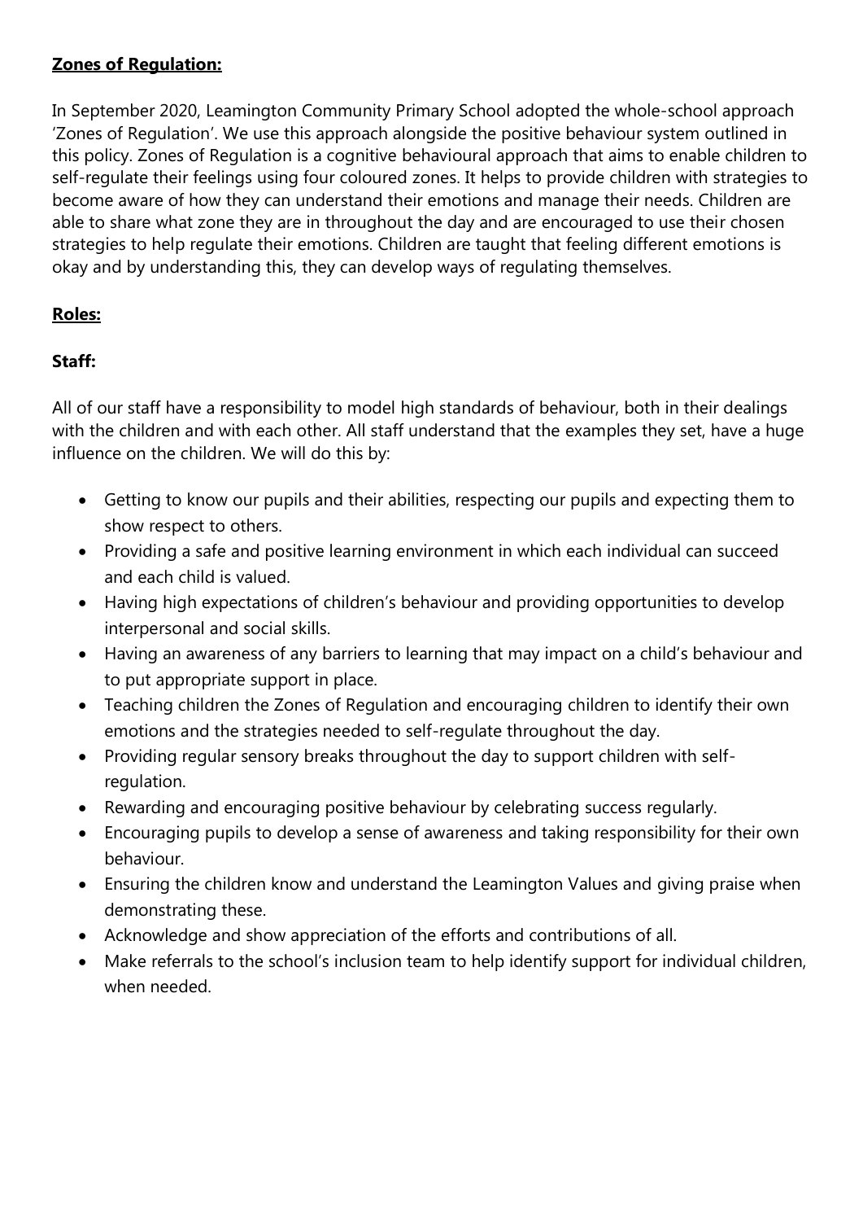## Zones of Regulation:

In September 2020, Leamington Community Primary School adopted the whole-school approach 'Zones of Regulation'. We use this approach alongside the positive behaviour system outlined in this policy. Zones of Regulation is a cognitive behavioural approach that aims to enable children to self-regulate their feelings using four coloured zones. It helps to provide children with strategies to become aware of how they can understand their emotions and manage their needs. Children are able to share what zone they are in throughout the day and are encouraged to use their chosen strategies to help regulate their emotions. Children are taught that feeling different emotions is okay and by understanding this, they can develop ways of regulating themselves.

## Roles:

### Staff:

All of our staff have a responsibility to model high standards of behaviour, both in their dealings with the children and with each other. All staff understand that the examples they set, have a huge influence on the children. We will do this by:

- Getting to know our pupils and their abilities, respecting our pupils and expecting them to show respect to others.
- Providing a safe and positive learning environment in which each individual can succeed and each child is valued.
- Having high expectations of children's behaviour and providing opportunities to develop interpersonal and social skills.
- Having an awareness of any barriers to learning that may impact on a child's behaviour and to put appropriate support in place.
- Teaching children the Zones of Regulation and encouraging children to identify their own emotions and the strategies needed to self-regulate throughout the day.
- Providing regular sensory breaks throughout the day to support children with self-regulation.
- Rewarding and encouraging positive behaviour by celebrating success regularly.
- Encouraging pupils to develop a sense of awareness and taking responsibility for their own behaviour.
- Ensuring the children know and understand the Leamington Values and giving praise when demonstrating these.
- Acknowledge and show appreciation of the efforts and contributions of all.
- Make referrals to the school's inclusion team to help identify support for individual children, when needed.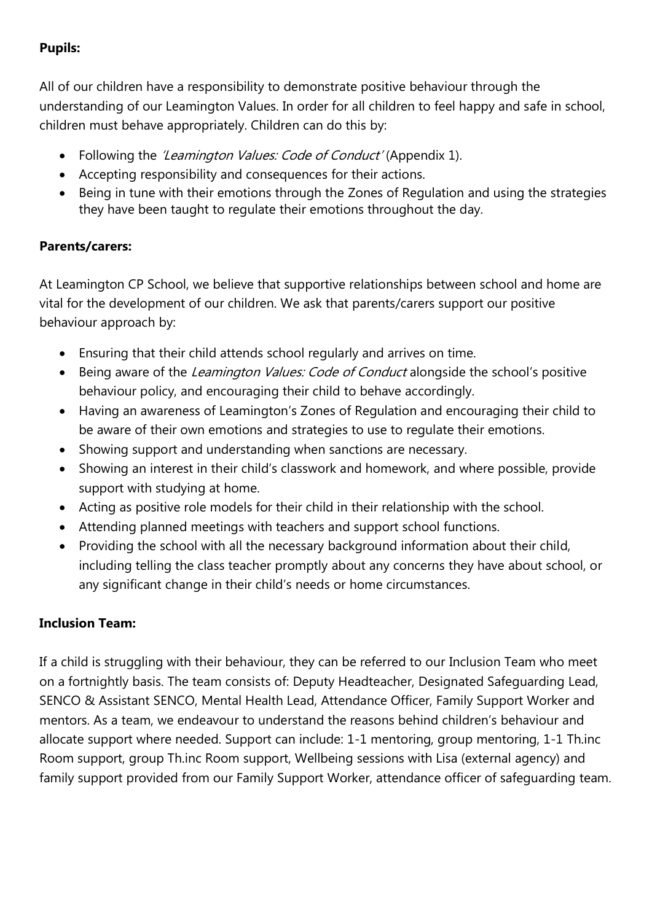**Pupils:**

All of our children have a responsibility to demonstrate positive behaviour through the understanding of our Leamington Values. In order for all children to feel happy and safe in school, children must behave appropriately. Children can do this by:

- Following the *'Leamington Values: Code of Conduct'* (Appendix 1).
- Accepting responsibility and consequences for their actions.
- Being in tune with their emotions through the Zones of Regulation and using the strategies they have been taught to regulate their emotions throughout the day.

**Parents/carers:**

At Leamington CP School, we believe that supportive relationships between school and home are vital for the development of our children. We ask that parents/carers support our positive behaviour approach by:

- Ensuring that their child attends school regularly and arrives on time.
- Being aware of the *Leamington Values: Code of Conduct* alongside the school's positive behaviour policy, and encouraging their child to behave accordingly.
- Having an awareness of Leamington's Zones of Regulation and encouraging their child to be aware of their own emotions and strategies to use to regulate their emotions.
- Showing support and understanding when sanctions are necessary.
- Showing an interest in their child's classwork and homework, and where possible, provide support with studying at home.
- Acting as positive role models for their child in their relationship with the school.
- Attending planned meetings with teachers and support school functions.
- Providing the school with all the necessary background information about their child, including telling the class teacher promptly about any concerns they have about school, or any significant change in their child's needs or home circumstances.

**Inclusion Team:**

If a child is struggling with their behaviour, they can be referred to our Inclusion Team who meet on a fortnightly basis. The team consists of: Deputy Headteacher, Designated Safeguarding Lead, SENCO & Assistant SENCO, Mental Health Lead, Attendance Officer, Family Support Worker and mentors. As a team, we endeavour to understand the reasons behind children's behaviour and allocate support where needed. Support can include: 1-1 mentoring, group mentoring, 1-1 Th.inc Room support, group Th.inc Room support, Wellbeing sessions with Lisa (external agency) and family support provided from our Family Support Worker, attendance officer of safeguarding team.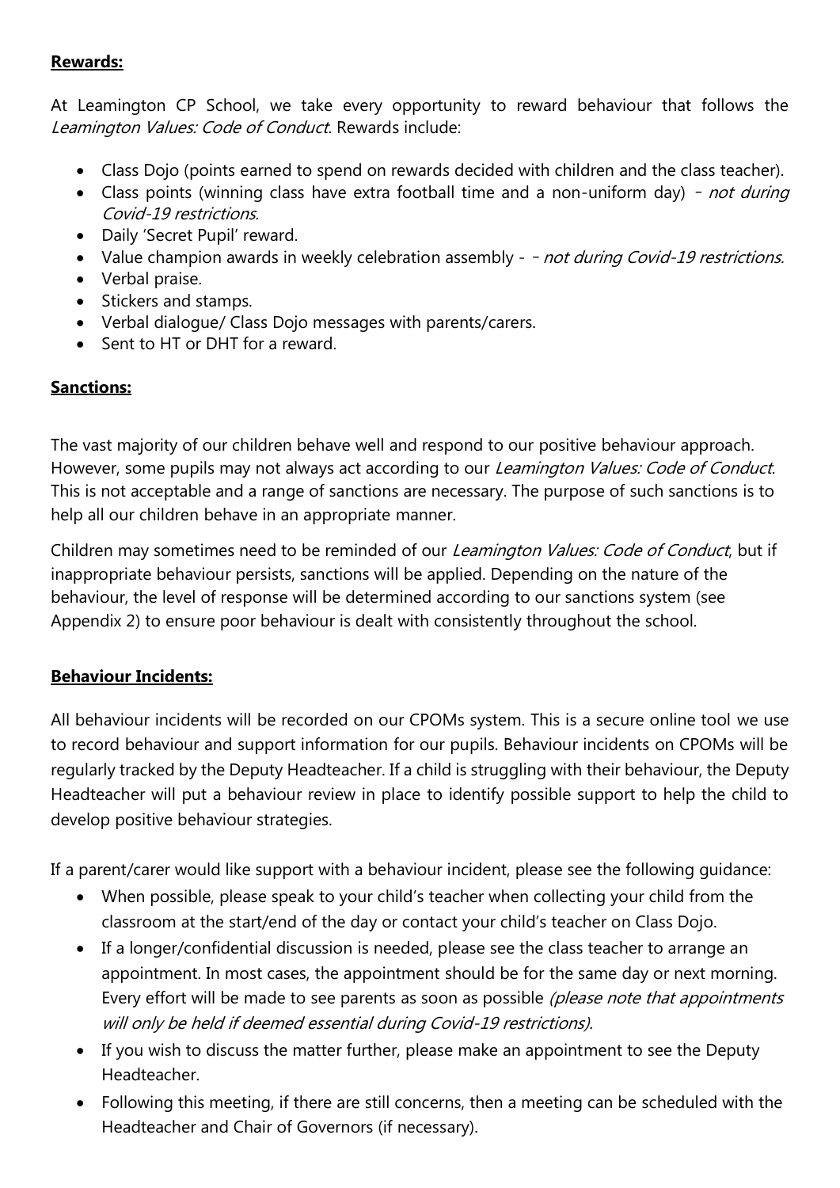**Rewards:**

At Leamington CP School, we take every opportunity to reward behaviour that follows the *Leamington Values: Code of Conduct*. Rewards include:

- Class Dojo (points earned to spend on rewards decided with children and the class teacher).
- Class points (winning class have extra football time and a non-uniform day) – *not during Covid-19 restrictions.*
- Daily 'Secret Pupil' reward.
- Value champion awards in weekly celebration assembly - – *not during Covid-19 restrictions.*
- Verbal praise.
- Stickers and stamps.
- Verbal dialogue/ Class Dojo messages with parents/carers.
- Sent to HT or DHT for a reward.

**Sanctions:**

The vast majority of our children behave well and respond to our positive behaviour approach. However, some pupils may not always act according to our *Leamington Values: Code of Conduct*. This is not acceptable and a range of sanctions are necessary. The purpose of such sanctions is to help all our children behave in an appropriate manner.

Children may sometimes need to be reminded of our *Leamington Values: Code of Conduct*, but if inappropriate behaviour persists, sanctions will be applied. Depending on the nature of the behaviour, the level of response will be determined according to our sanctions system (see Appendix 2) to ensure poor behaviour is dealt with consistently throughout the school.

**Behaviour Incidents:**

All behaviour incidents will be recorded on our CPOMs system. This is a secure online tool we use to record behaviour and support information for our pupils. Behaviour incidents on CPOMs will be regularly tracked by the Deputy Headteacher. If a child is struggling with their behaviour, the Deputy Headteacher will put a behaviour review in place to identify possible support to help the child to develop positive behaviour strategies.

If a parent/carer would like support with a behaviour incident, please see the following guidance:

- When possible, please speak to your child's teacher when collecting your child from the classroom at the start/end of the day or contact your child's teacher on Class Dojo.
- If a longer/confidential discussion is needed, please see the class teacher to arrange an appointment. In most cases, the appointment should be for the same day or next morning. Every effort will be made to see parents as soon as possible *(please note that appointments will only be held if deemed essential during Covid-19 restrictions).*
- If you wish to discuss the matter further, please make an appointment to see the Deputy Headteacher.
- Following this meeting, if there are still concerns, then a meeting can be scheduled with the Headteacher and Chair of Governors (if necessary).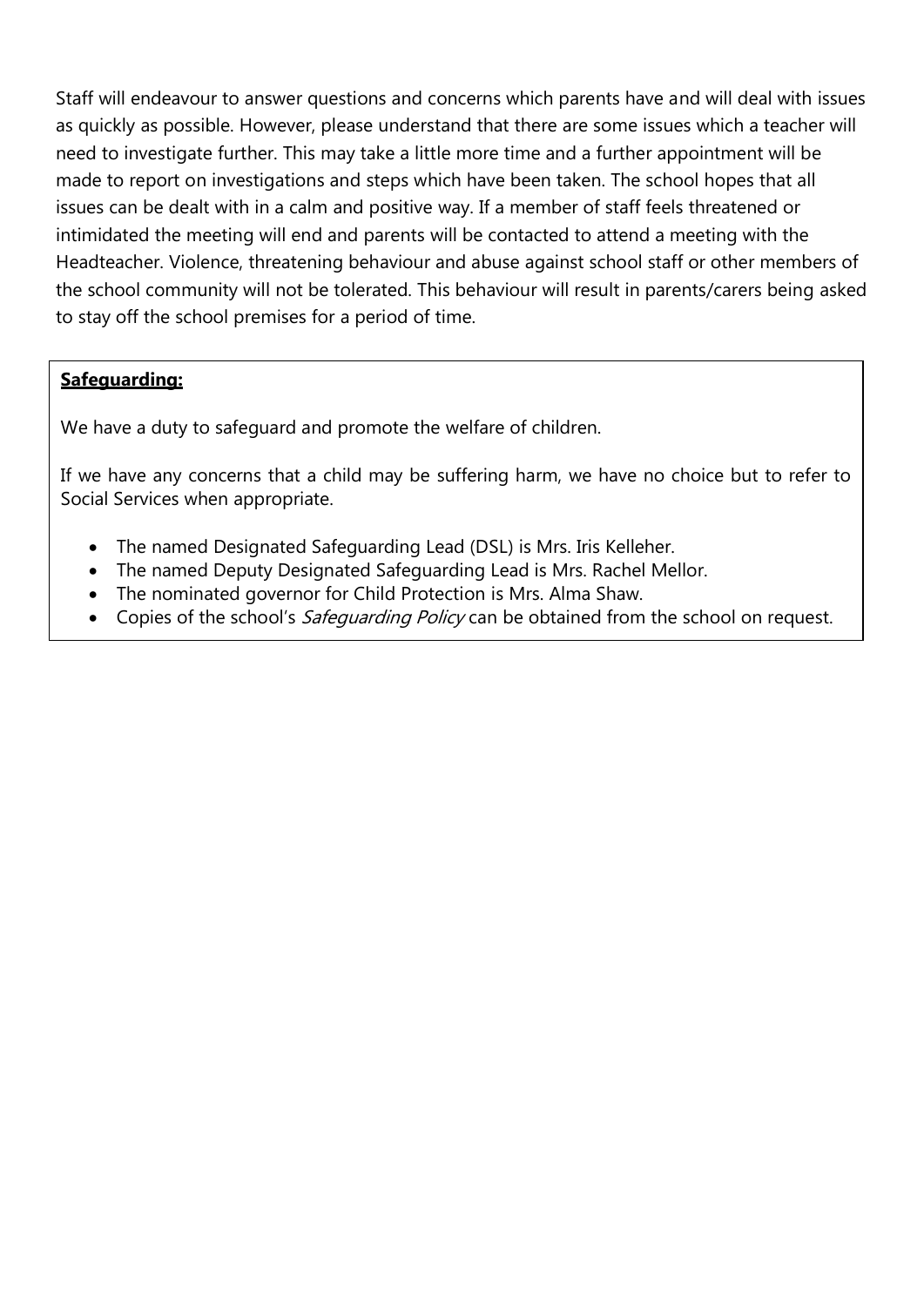Staff will endeavour to answer questions and concerns which parents have and will deal with issues as quickly as possible. However, please understand that there are some issues which a teacher will need to investigate further. This may take a little more time and a further appointment will be made to report on investigations and steps which have been taken. The school hopes that all issues can be dealt with in a calm and positive way. If a member of staff feels threatened or intimidated the meeting will end and parents will be contacted to attend a meeting with the Headteacher. Violence, threatening behaviour and abuse against school staff or other members of the school community will not be tolerated. This behaviour will result in parents/carers being asked to stay off the school premises for a period of time.

**Safeguarding:**

We have a duty to safeguard and promote the welfare of children.

If we have any concerns that a child may be suffering harm, we have no choice but to refer to Social Services when appropriate.

- The named Designated Safeguarding Lead (DSL) is Mrs. Iris Kelleher.
- The named Deputy Designated Safeguarding Lead is Mrs. Rachel Mellor.
- The nominated governor for Child Protection is Mrs. Alma Shaw.
- Copies of the school's *Safeguarding Policy* can be obtained from the school on request.